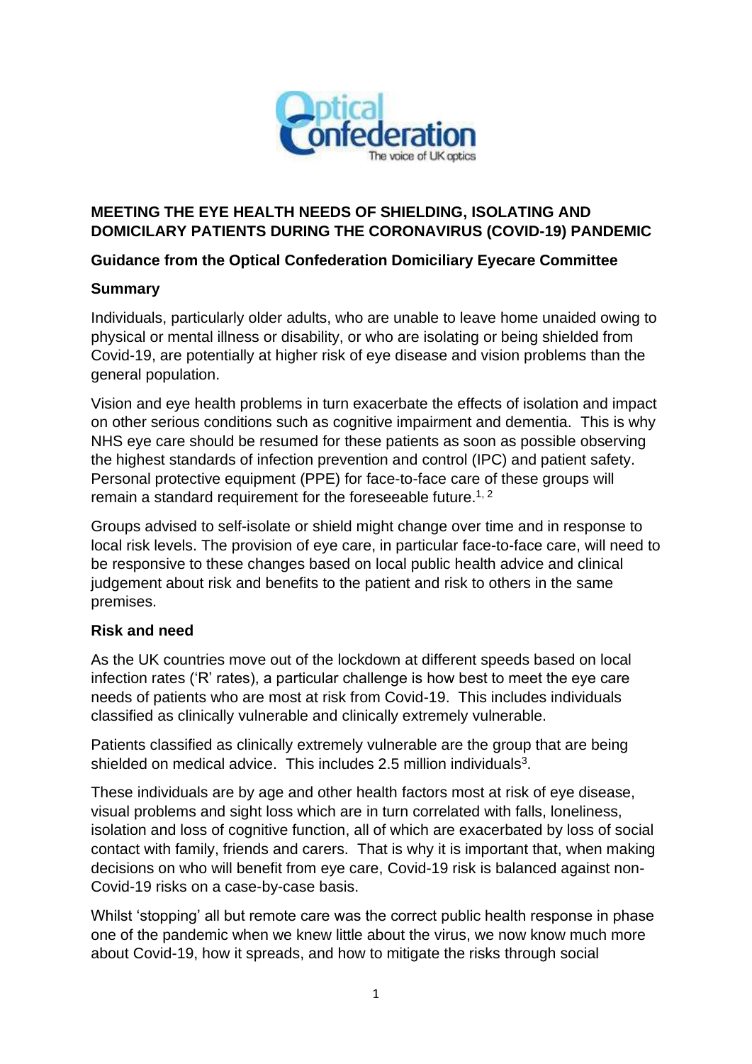# MEETING THE EYE HEALTH NEEDS OF SHIELDING, ISOLATING AND DOMICILARY PATIENTS DURING THE CORONAVIRUS (COVID-19) PANDEMIC

## Guidance from the Optical Confederation Domiciliary Eyecare Committee

### Summary

Individuals, particularly older adults, who are unable to leave home unaided owing to physical or mental illness or disability, or who are isolating or being shielded from Covid-19, are potentially at higher risk of eye disease and vision problems than the general population.

Vision and eye health problems in turn exacerbate the effects of isolation and impact on other serious conditions such as cognitive impairment and dementia. This is why NHS eye care should be resumed for these patients as soon as possible observing the highest standards of infection prevention and control (IPC) and patient safety. Personal protective equipment (PPE) for face-to-face care of these groups will remain a standard requirement for the foreseeable future.[1, 2]

Groups advised to self-isolate or shield might change over time and in response to local risk levels. The provision of eye care, in particular face-to-face care, will need to be responsive to these changes based on local public health advice and clinical judgement about risk and benefits to the patient and risk to others in the same premises.

### Risk and need

As the UK countries move out of the lockdown at different speeds based on local infection rates ('R' rates), a particular challenge is how best to meet the eye care needs of patients who are most at risk from Covid-19. This includes individuals classified as clinically vulnerable and clinically extremely vulnerable.

Patients classified as clinically extremely vulnerable are the group that are being shielded on medical advice. This includes 2.5 million individuals[3].

These individuals are by age and other health factors most at risk of eye disease, visual problems and sight loss which are in turn correlated with falls, loneliness, isolation and loss of cognitive function, all of which are exacerbated by loss of social contact with family, friends and carers. That is why it is important that, when making decisions on who will benefit from eye care, Covid-19 risk is balanced against non-Covid-19 risks on a case-by-case basis.

Whilst 'stopping' all but remote care was the correct public health response in phase one of the pandemic when we knew little about the virus, we now know much more about Covid-19, how it spreads, and how to mitigate the risks through social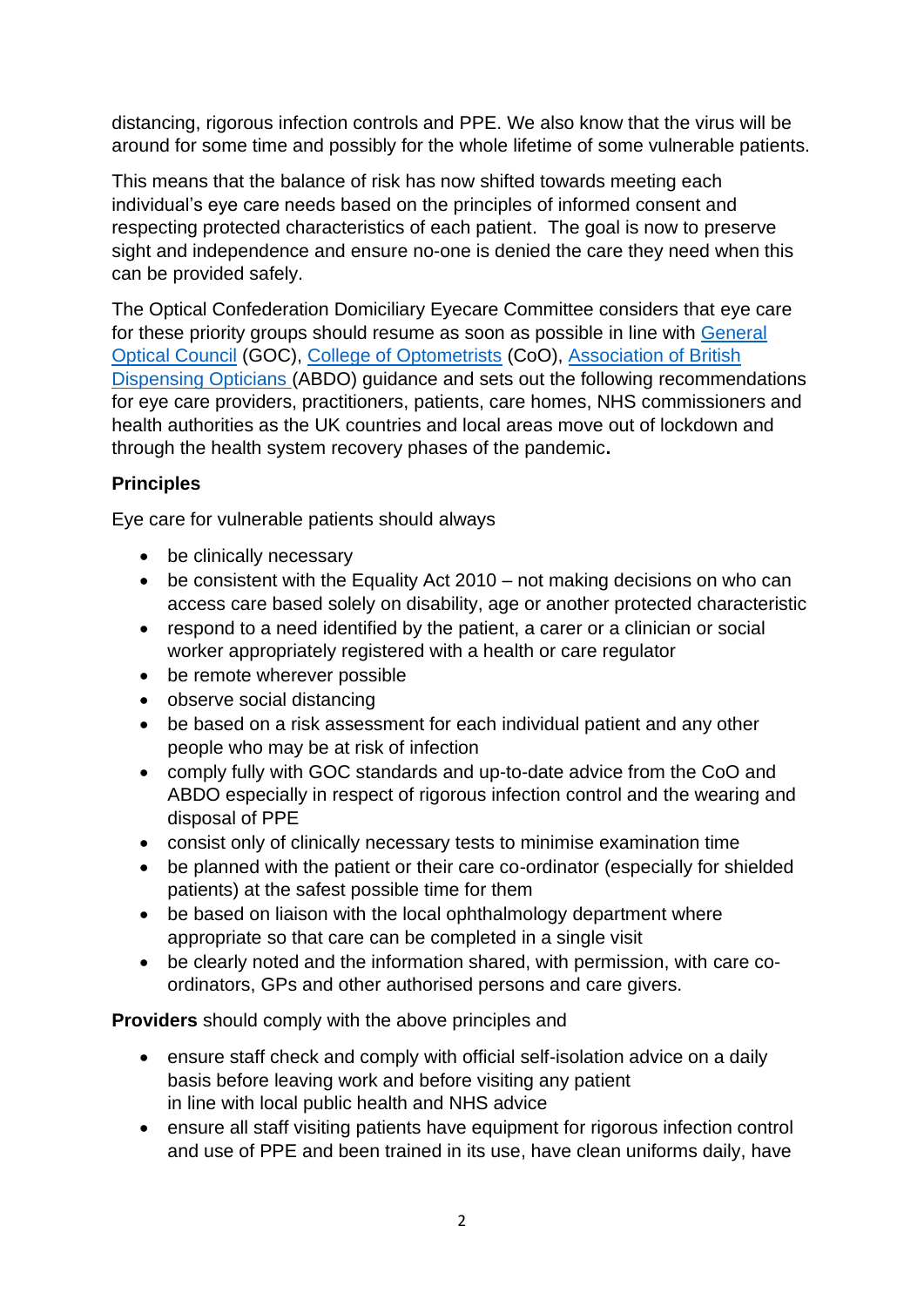distancing, rigorous infection controls and PPE. We also know that the virus will be around for some time and possibly for the whole lifetime of some vulnerable patients.

This means that the balance of risk has now shifted towards meeting each individual's eye care needs based on the principles of informed consent and respecting protected characteristics of each patient. The goal is now to preserve sight and independence and ensure no-one is denied the care they need when this can be provided safely.

The Optical Confederation Domiciliary Eyecare Committee considers that eye care for these priority groups should resume as soon as possible in line with General Optical Council (GOC), College of Optometrists (CoO), Association of British Dispensing Opticians (ABDO) guidance and sets out the following recommendations for eye care providers, practitioners, patients, care homes, NHS commissioners and health authorities as the UK countries and local areas move out of lockdown and through the health system recovery phases of the pandemic**.**

**Principles**

Eye care for vulnerable patients should always

- be clinically necessary
- be consistent with the Equality Act 2010 – not making decisions on who can access care based solely on disability, age or another protected characteristic
- respond to a need identified by the patient, a carer or a clinician or social worker appropriately registered with a health or care regulator
- be remote wherever possible
- observe social distancing
- be based on a risk assessment for each individual patient and any other people who may be at risk of infection
- comply fully with GOC standards and up-to-date advice from the CoO and ABDO especially in respect of rigorous infection control and the wearing and disposal of PPE
- consist only of clinically necessary tests to minimise examination time
- be planned with the patient or their care co-ordinator (especially for shielded patients) at the safest possible time for them
- be based on liaison with the local ophthalmology department where appropriate so that care can be completed in a single visit
- be clearly noted and the information shared, with permission, with care co-ordinators, GPs and other authorised persons and care givers.

**Providers** should comply with the above principles and

- ensure staff check and comply with official self-isolation advice on a daily basis before leaving work and before visiting any patient in line with local public health and NHS advice
- ensure all staff visiting patients have equipment for rigorous infection control and use of PPE and been trained in its use, have clean uniforms daily, have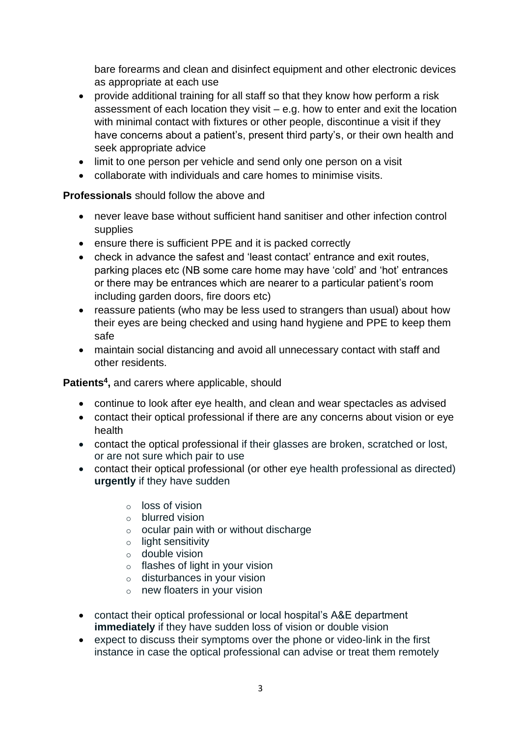bare forearms and clean and disinfect equipment and other electronic devices as appropriate at each use
- provide additional training for all staff so that they know how perform a risk assessment of each location they visit – e.g. how to enter and exit the location with minimal contact with fixtures or other people, discontinue a visit if they have concerns about a patient's, present third party's, or their own health and seek appropriate advice
- limit to one person per vehicle and send only one person on a visit
- collaborate with individuals and care homes to minimise visits.

**Professionals** should follow the above and

- never leave base without sufficient hand sanitiser and other infection control supplies
- ensure there is sufficient PPE and it is packed correctly
- check in advance the safest and 'least contact' entrance and exit routes, parking places etc (NB some care home may have 'cold' and 'hot' entrances or there may be entrances which are nearer to a particular patient's room including garden doors, fire doors etc)
- reassure patients (who may be less used to strangers than usual) about how their eyes are being checked and using hand hygiene and PPE to keep them safe
- maintain social distancing and avoid all unnecessary contact with staff and other residents.

**Patients[4],** and carers where applicable, should

- continue to look after eye health, and clean and wear spectacles as advised
- contact their optical professional if there are any concerns about vision or eye health
- contact the optical professional if their glasses are broken, scratched or lost, or are not sure which pair to use
- contact their optical professional (or other eye health professional as directed) **urgently** if they have sudden
    - loss of vision
    - blurred vision
    - ocular pain with or without discharge
    - light sensitivity
    - double vision
    - flashes of light in your vision
    - disturbances in your vision
    - new floaters in your vision
- contact their optical professional or local hospital's A&E department **immediately** if they have sudden loss of vision or double vision
- expect to discuss their symptoms over the phone or video-link in the first instance in case the optical professional can advise or treat them remotely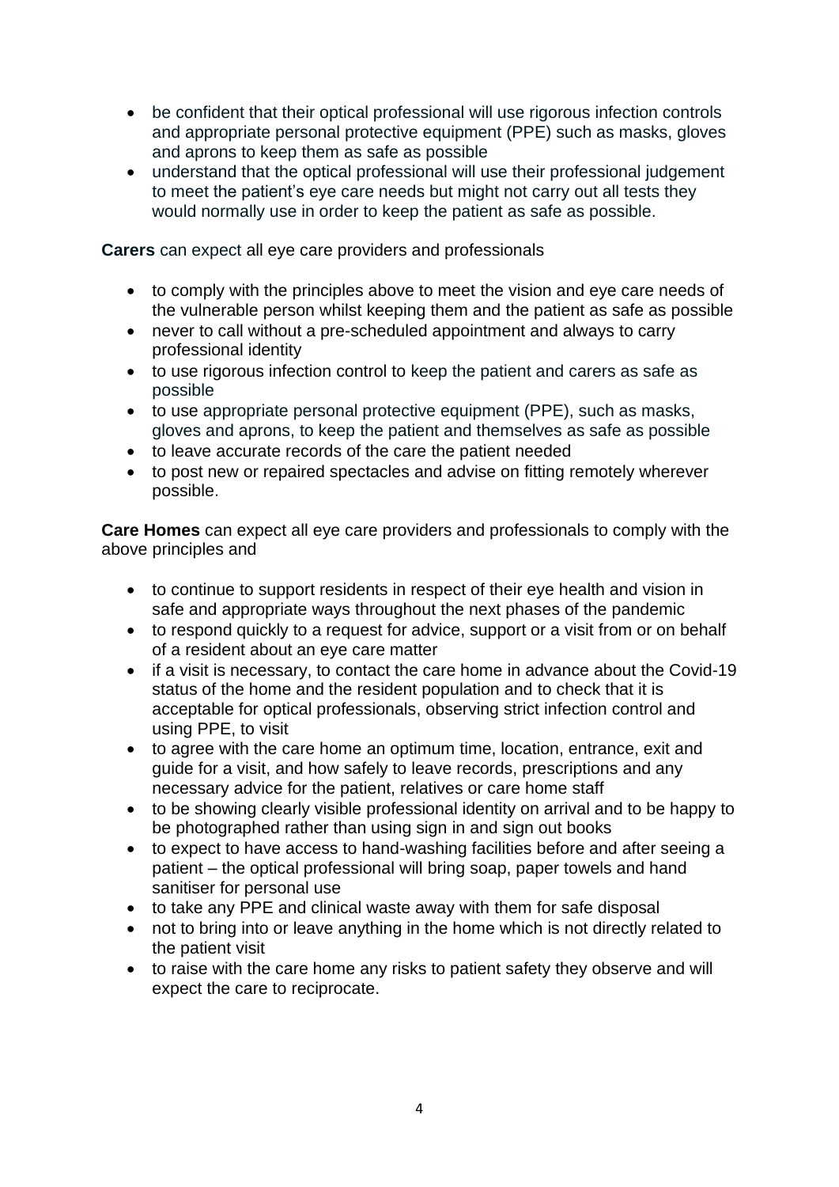- be confident that their optical professional will use rigorous infection controls and appropriate personal protective equipment (PPE) such as masks, gloves and aprons to keep them as safe as possible
- understand that the optical professional will use their professional judgement to meet the patient's eye care needs but might not carry out all tests they would normally use in order to keep the patient as safe as possible.

**Carers** can expect all eye care providers and professionals

- to comply with the principles above to meet the vision and eye care needs of the vulnerable person whilst keeping them and the patient as safe as possible
- never to call without a pre-scheduled appointment and always to carry professional identity
- to use rigorous infection control to keep the patient and carers as safe as possible
- to use appropriate personal protective equipment (PPE), such as masks, gloves and aprons, to keep the patient and themselves as safe as possible
- to leave accurate records of the care the patient needed
- to post new or repaired spectacles and advise on fitting remotely wherever possible.

**Care Homes** can expect all eye care providers and professionals to comply with the above principles and

- to continue to support residents in respect of their eye health and vision in safe and appropriate ways throughout the next phases of the pandemic
- to respond quickly to a request for advice, support or a visit from or on behalf of a resident about an eye care matter
- if a visit is necessary, to contact the care home in advance about the Covid-19 status of the home and the resident population and to check that it is acceptable for optical professionals, observing strict infection control and using PPE, to visit
- to agree with the care home an optimum time, location, entrance, exit and guide for a visit, and how safely to leave records, prescriptions and any necessary advice for the patient, relatives or care home staff
- to be showing clearly visible professional identity on arrival and to be happy to be photographed rather than using sign in and sign out books
- to expect to have access to hand-washing facilities before and after seeing a patient – the optical professional will bring soap, paper towels and hand sanitiser for personal use
- to take any PPE and clinical waste away with them for safe disposal
- not to bring into or leave anything in the home which is not directly related to the patient visit
- to raise with the care home any risks to patient safety they observe and will expect the care to reciprocate.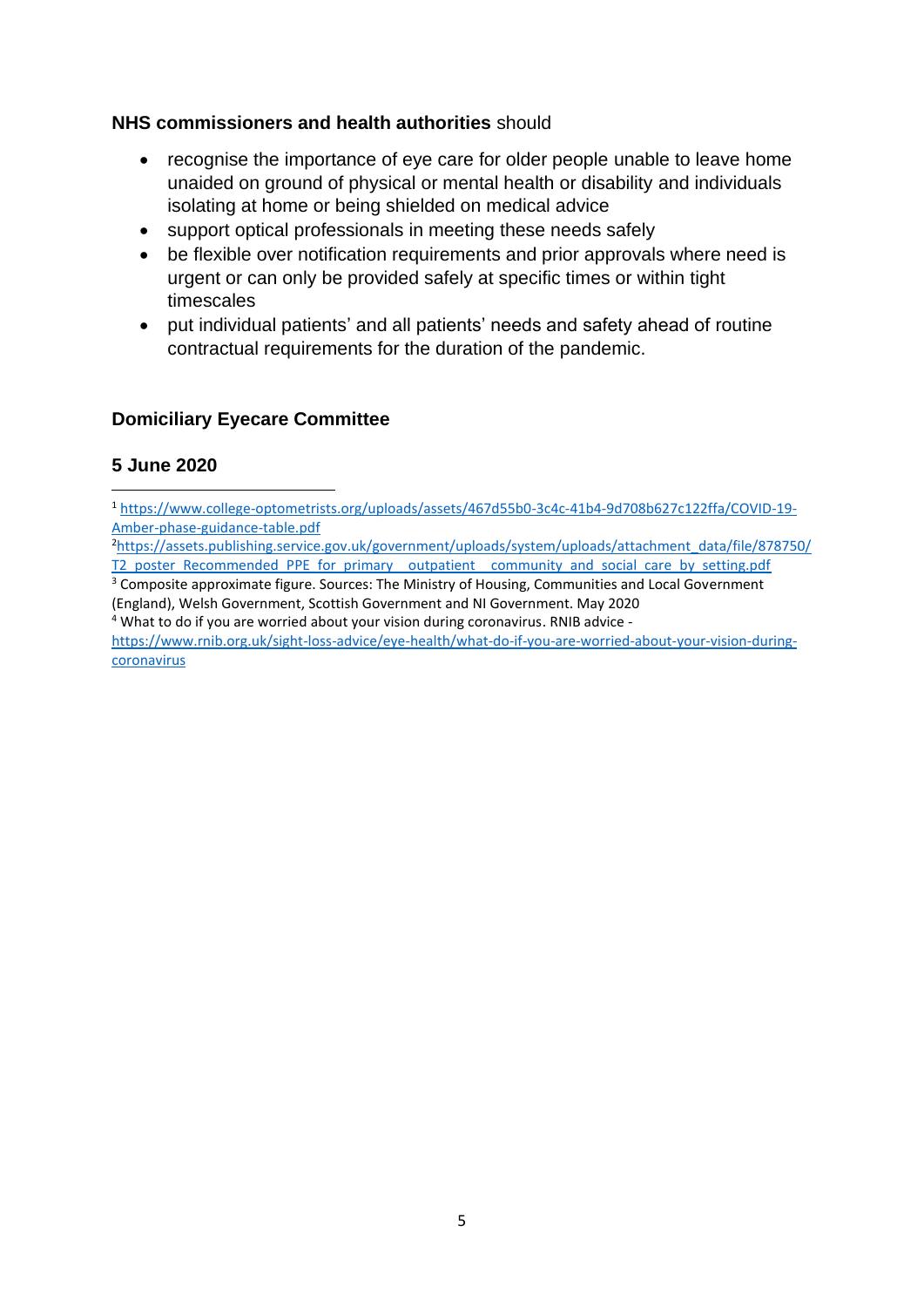**NHS commissioners and health authorities** should

- recognise the importance of eye care for older people unable to leave home unaided on ground of physical or mental health or disability and individuals isolating at home or being shielded on medical advice
- support optical professionals in meeting these needs safely
- be flexible over notification requirements and prior approvals where need is urgent or can only be provided safely at specific times or within tight timescales
- put individual patients' and all patients' needs and safety ahead of routine contractual requirements for the duration of the pandemic.

**Domiciliary Eyecare Committee**

**5 June 2020**

---

[1] https://www.college-optometrists.org/uploads/assets/467d55b0-3c4c-41b4-9d708b627c122ffa/COVID-19-Amber-phase-guidance-table.pdf

[2] https://assets.publishing.service.gov.uk/government/uploads/system/uploads/attachment_data/file/878750/T2_poster_Recommended_PPE_for_primary__outpatient__community_and_social_care_by_setting.pdf

[3] Composite approximate figure. Sources: The Ministry of Housing, Communities and Local Government (England), Welsh Government, Scottish Government and NI Government. May 2020

[4] What to do if you are worried about your vision during coronavirus. RNIB advice - https://www.rnib.org.uk/sight-loss-advice/eye-health/what-do-if-you-are-worried-about-your-vision-during-coronavirus